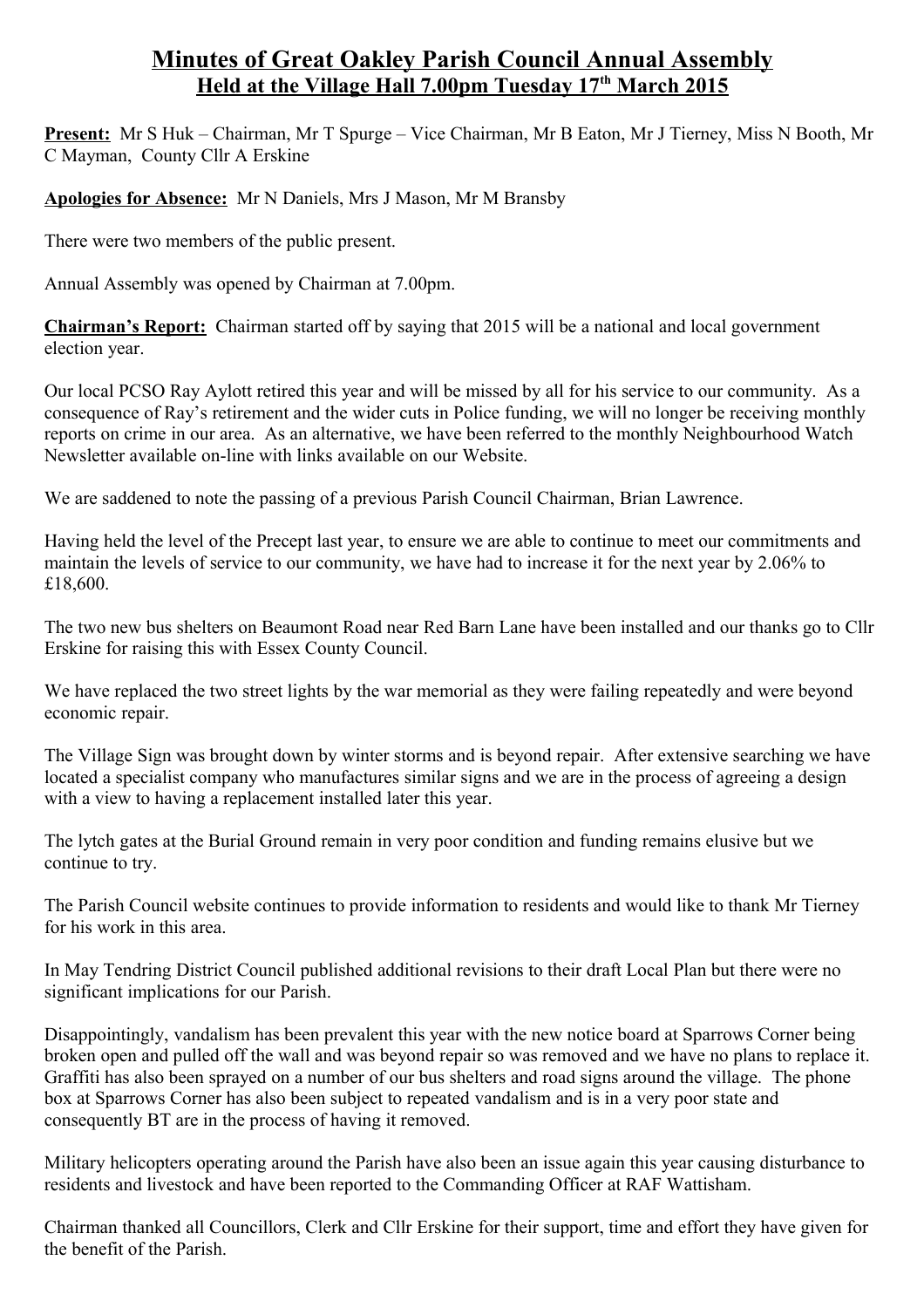# Minutes of Great Oakley Parish Council Annual Assembly

## Held at the Village Hall 7.00pm Tuesday 17th March 2015

**Present:** Mr S Huk – Chairman, Mr T Spurge – Vice Chairman, Mr B Eaton, Mr J Tierney, Miss N Booth, Mr C Mayman, County Cllr A Erskine

**Apologies for Absence:** Mr N Daniels, Mrs J Mason, Mr M Bransby

There were two members of the public present.

Annual Assembly was opened by Chairman at 7.00pm.

**Chairman's Report:** Chairman started off by saying that 2015 will be a national and local government election year.

Our local PCSO Ray Aylott retired this year and will be missed by all for his service to our community. As a consequence of Ray's retirement and the wider cuts in Police funding, we will no longer be receiving monthly reports on crime in our area. As an alternative, we have been referred to the monthly Neighbourhood Watch Newsletter available on-line with links available on our Website.

We are saddened to note the passing of a previous Parish Council Chairman, Brian Lawrence.

Having held the level of the Precept last year, to ensure we are able to continue to meet our commitments and maintain the levels of service to our community, we have had to increase it for the next year by 2.06% to £18,600.

The two new bus shelters on Beaumont Road near Red Barn Lane have been installed and our thanks go to Cllr Erskine for raising this with Essex County Council.

We have replaced the two street lights by the war memorial as they were failing repeatedly and were beyond economic repair.

The Village Sign was brought down by winter storms and is beyond repair. After extensive searching we have located a specialist company who manufactures similar signs and we are in the process of agreeing a design with a view to having a replacement installed later this year.

The lytch gates at the Burial Ground remain in very poor condition and funding remains elusive but we continue to try.

The Parish Council website continues to provide information to residents and would like to thank Mr Tierney for his work in this area.

In May Tendring District Council published additional revisions to their draft Local Plan but there were no significant implications for our Parish.

Disappointingly, vandalism has been prevalent this year with the new notice board at Sparrows Corner being broken open and pulled off the wall and was beyond repair so was removed and we have no plans to replace it. Graffiti has also been sprayed on a number of our bus shelters and road signs around the village. The phone box at Sparrows Corner has also been subject to repeated vandalism and is in a very poor state and consequently BT are in the process of having it removed.

Military helicopters operating around the Parish have also been an issue again this year causing disturbance to residents and livestock and have been reported to the Commanding Officer at RAF Wattisham.

Chairman thanked all Councillors, Clerk and Cllr Erskine for their support, time and effort they have given for the benefit of the Parish.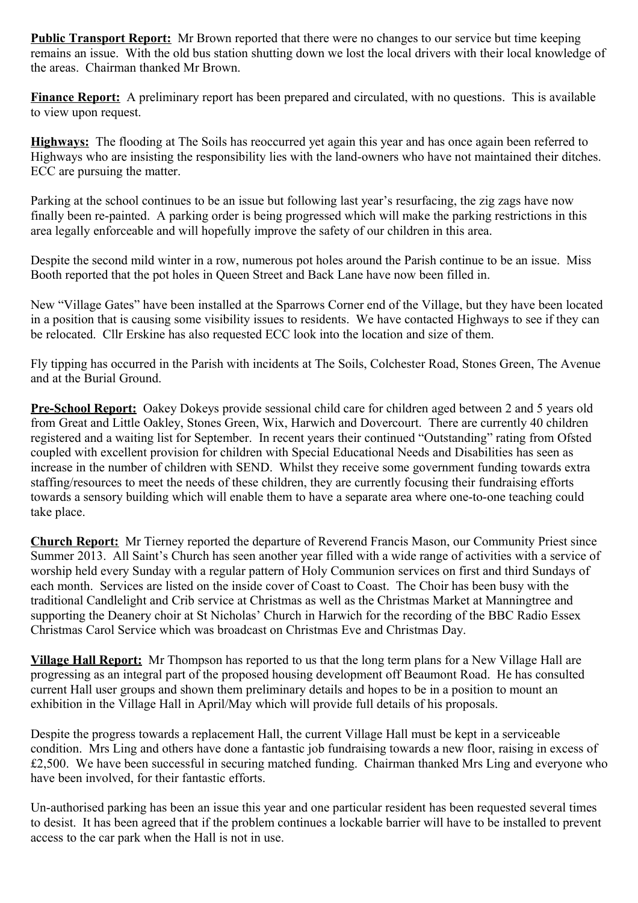**Public Transport Report:** Mr Brown reported that there were no changes to our service but time keeping remains an issue. With the old bus station shutting down we lost the local drivers with their local knowledge of the areas. Chairman thanked Mr Brown.

**Finance Report:** A preliminary report has been prepared and circulated, with no questions. This is available to view upon request.

**Highways:** The flooding at The Soils has reoccurred yet again this year and has once again been referred to Highways who are insisting the responsibility lies with the land-owners who have not maintained their ditches. ECC are pursuing the matter.

Parking at the school continues to be an issue but following last year's resurfacing, the zig zags have now finally been re-painted. A parking order is being progressed which will make the parking restrictions in this area legally enforceable and will hopefully improve the safety of our children in this area.

Despite the second mild winter in a row, numerous pot holes around the Parish continue to be an issue. Miss Booth reported that the pot holes in Queen Street and Back Lane have now been filled in.

New "Village Gates" have been installed at the Sparrows Corner end of the Village, but they have been located in a position that is causing some visibility issues to residents. We have contacted Highways to see if they can be relocated. Cllr Erskine has also requested ECC look into the location and size of them.

Fly tipping has occurred in the Parish with incidents at The Soils, Colchester Road, Stones Green, The Avenue and at the Burial Ground.

**Pre-School Report:** Oakey Dokeys provide sessional child care for children aged between 2 and 5 years old from Great and Little Oakley, Stones Green, Wix, Harwich and Dovercourt. There are currently 40 children registered and a waiting list for September. In recent years their continued "Outstanding" rating from Ofsted coupled with excellent provision for children with Special Educational Needs and Disabilities has seen as increase in the number of children with SEND. Whilst they receive some government funding towards extra staffing/resources to meet the needs of these children, they are currently focusing their fundraising efforts towards a sensory building which will enable them to have a separate area where one-to-one teaching could take place.

**Church Report:** Mr Tierney reported the departure of Reverend Francis Mason, our Community Priest since Summer 2013. All Saint's Church has seen another year filled with a wide range of activities with a service of worship held every Sunday with a regular pattern of Holy Communion services on first and third Sundays of each month. Services are listed on the inside cover of Coast to Coast. The Choir has been busy with the traditional Candlelight and Crib service at Christmas as well as the Christmas Market at Manningtree and supporting the Deanery choir at St Nicholas' Church in Harwich for the recording of the BBC Radio Essex Christmas Carol Service which was broadcast on Christmas Eve and Christmas Day.

**Village Hall Report:** Mr Thompson has reported to us that the long term plans for a New Village Hall are progressing as an integral part of the proposed housing development off Beaumont Road. He has consulted current Hall user groups and shown them preliminary details and hopes to be in a position to mount an exhibition in the Village Hall in April/May which will provide full details of his proposals.

Despite the progress towards a replacement Hall, the current Village Hall must be kept in a serviceable condition. Mrs Ling and others have done a fantastic job fundraising towards a new floor, raising in excess of £2,500. We have been successful in securing matched funding. Chairman thanked Mrs Ling and everyone who have been involved, for their fantastic efforts.

Un-authorised parking has been an issue this year and one particular resident has been requested several times to desist. It has been agreed that if the problem continues a lockable barrier will have to be installed to prevent access to the car park when the Hall is not in use.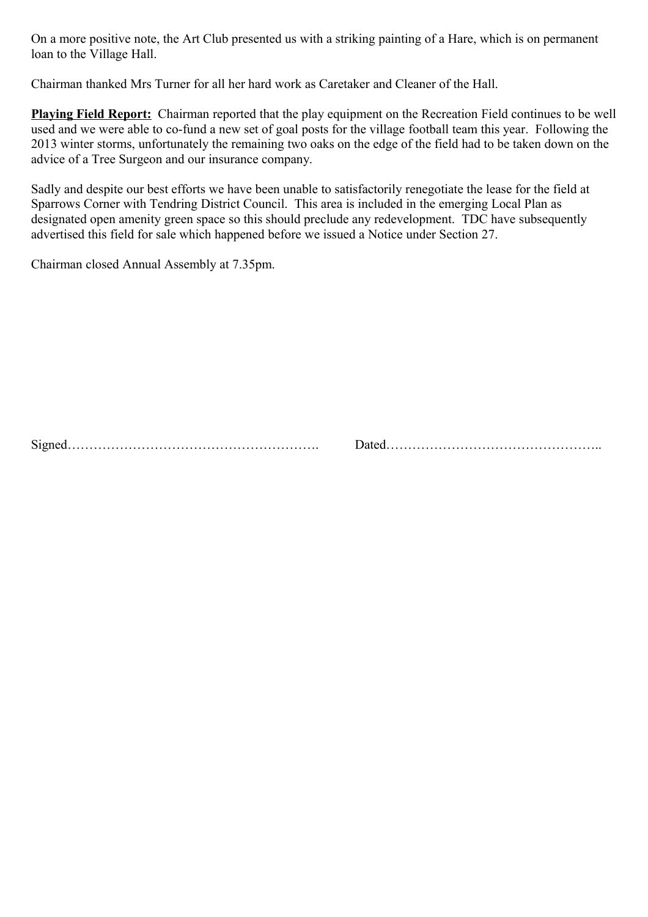On a more positive note, the Art Club presented us with a striking painting of a Hare, which is on permanent loan to the Village Hall.

Chairman thanked Mrs Turner for all her hard work as Caretaker and Cleaner of the Hall.

**Playing Field Report:** Chairman reported that the play equipment on the Recreation Field continues to be well used and we were able to co-fund a new set of goal posts for the village football team this year. Following the 2013 winter storms, unfortunately the remaining two oaks on the edge of the field had to be taken down on the advice of a Tree Surgeon and our insurance company.

Sadly and despite our best efforts we have been unable to satisfactorily renegotiate the lease for the field at Sparrows Corner with Tendring District Council. This area is included in the emerging Local Plan as designated open amenity green space so this should preclude any redevelopment. TDC have subsequently advertised this field for sale which happened before we issued a Notice under Section 27.

Chairman closed Annual Assembly at 7.35pm.

Signed…………………………………………………. Dated…………………………………………..